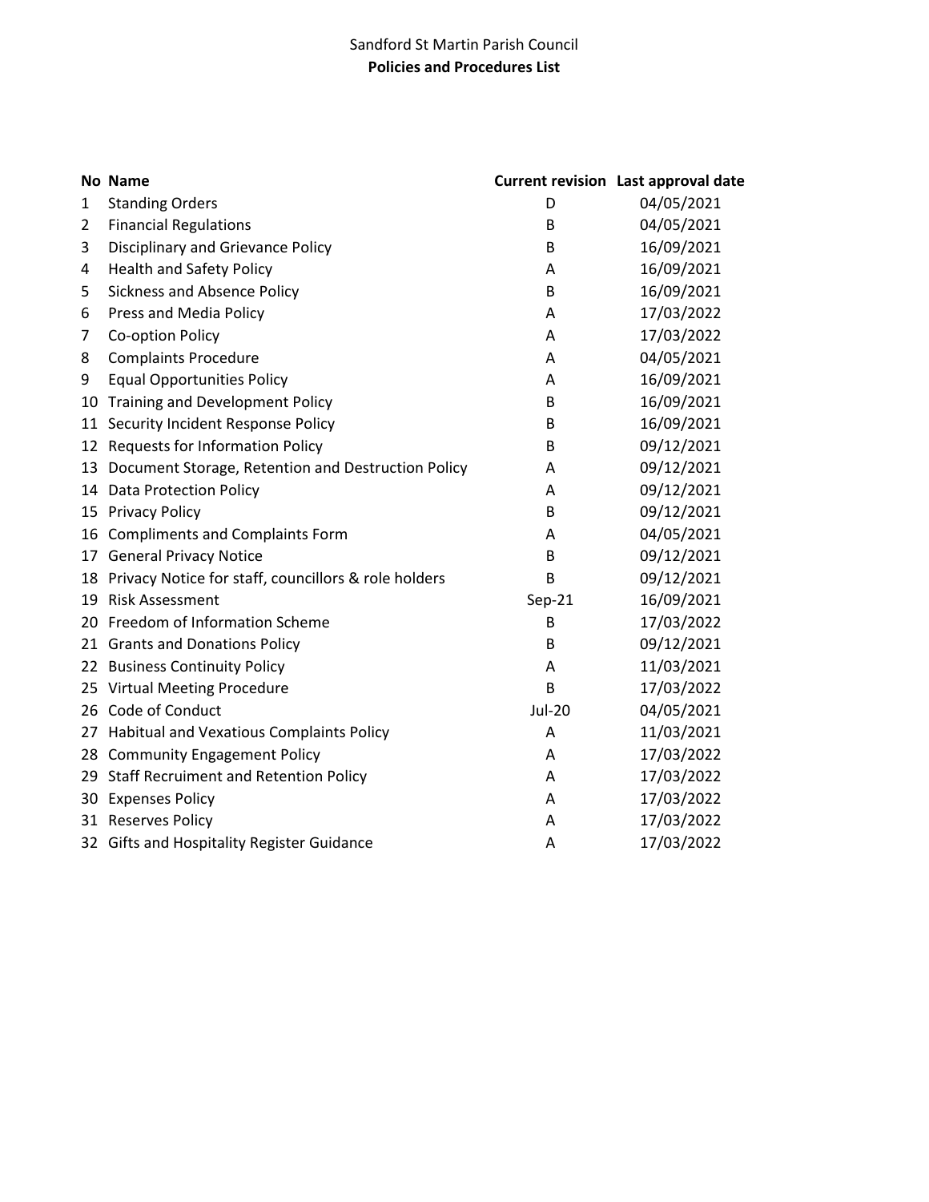Sandford St Martin Parish Council

**Policies and Procedures List**

| No | Name | Current revision | Last approval date |
|---|---|---|---|
| 1 | Standing Orders | D | 04/05/2021 |
| 2 | Financial Regulations | B | 04/05/2021 |
| 3 | Disciplinary and Grievance Policy | B | 16/09/2021 |
| 4 | Health and Safety Policy | A | 16/09/2021 |
| 5 | Sickness and Absence Policy | B | 16/09/2021 |
| 6 | Press and Media Policy | A | 17/03/2022 |
| 7 | Co-option Policy | A | 17/03/2022 |
| 8 | Complaints Procedure | A | 04/05/2021 |
| 9 | Equal Opportunities Policy | A | 16/09/2021 |
| 10 | Training and Development Policy | B | 16/09/2021 |
| 11 | Security Incident Response Policy | B | 16/09/2021 |
| 12 | Requests for Information Policy | B | 09/12/2021 |
| 13 | Document Storage, Retention and Destruction Policy | A | 09/12/2021 |
| 14 | Data Protection Policy | A | 09/12/2021 |
| 15 | Privacy Policy | B | 09/12/2021 |
| 16 | Compliments and Complaints Form | A | 04/05/2021 |
| 17 | General Privacy Notice | B | 09/12/2021 |
| 18 | Privacy Notice for staff, councillors & role holders | B | 09/12/2021 |
| 19 | Risk Assessment | Sep-21 | 16/09/2021 |
| 20 | Freedom of Information Scheme | B | 17/03/2022 |
| 21 | Grants and Donations Policy | B | 09/12/2021 |
| 22 | Business Continuity Policy | A | 11/03/2021 |
| 25 | Virtual Meeting Procedure | B | 17/03/2022 |
| 26 | Code of Conduct | Jul-20 | 04/05/2021 |
| 27 | Habitual and Vexatious Complaints Policy | A | 11/03/2021 |
| 28 | Community Engagement Policy | A | 17/03/2022 |
| 29 | Staff Recruiment and Retention Policy | A | 17/03/2022 |
| 30 | Expenses Policy | A | 17/03/2022 |
| 31 | Reserves Policy | A | 17/03/2022 |
| 32 | Gifts and Hospitality Register Guidance | A | 17/03/2022 |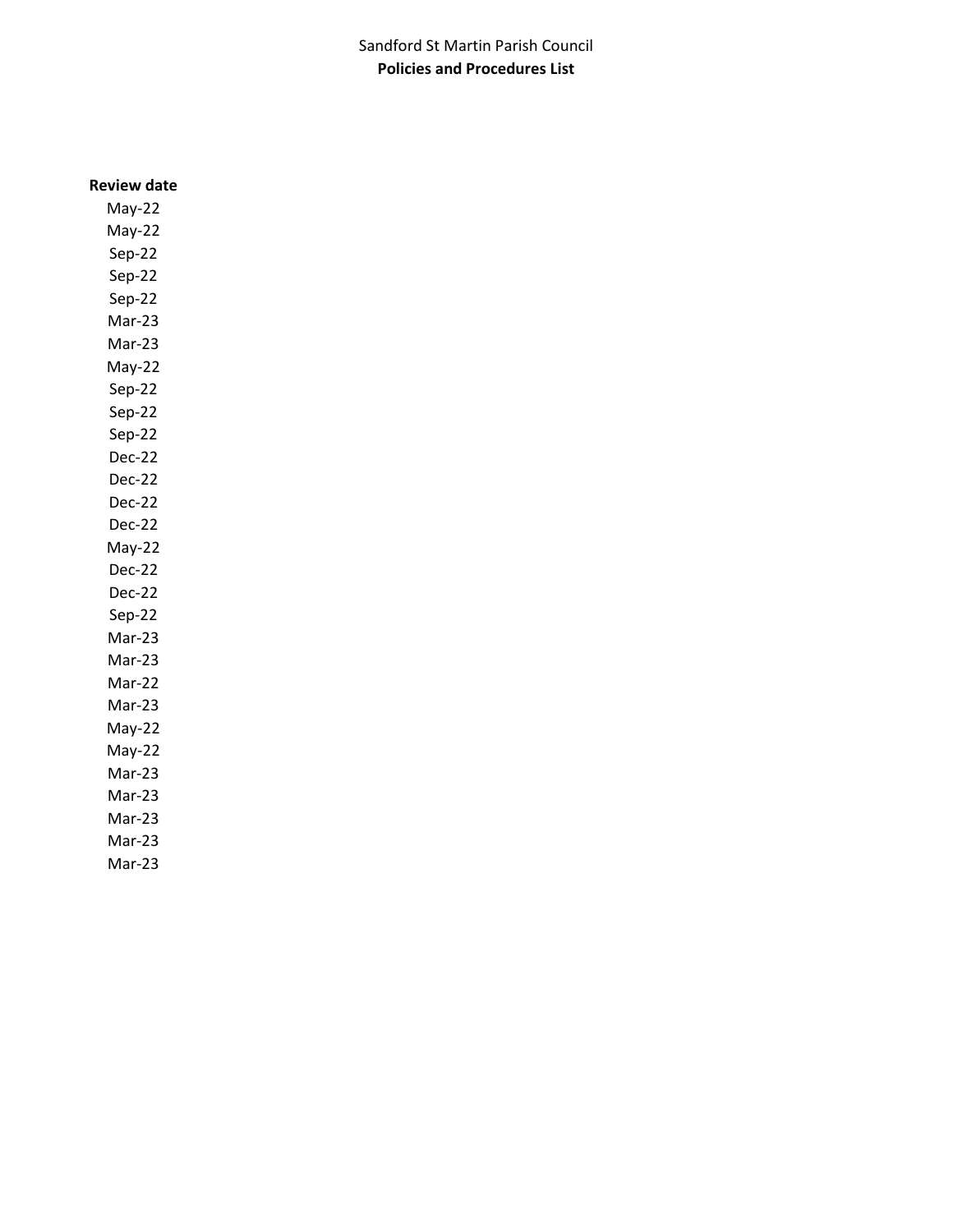Sandford St Martin Parish Council

**Policies and Procedures List**

| Review date |
|---|
| May-22 |
| May-22 |
| Sep-22 |
| Sep-22 |
| Sep-22 |
| Mar-23 |
| Mar-23 |
| May-22 |
| Sep-22 |
| Sep-22 |
| Sep-22 |
| Dec-22 |
| Dec-22 |
| Dec-22 |
| Dec-22 |
| May-22 |
| Dec-22 |
| Dec-22 |
| Sep-22 |
| Mar-23 |
| Mar-23 |
| Mar-22 |
| Mar-23 |
| May-22 |
| May-22 |
| Mar-23 |
| Mar-23 |
| Mar-23 |
| Mar-23 |
| Mar-23 |